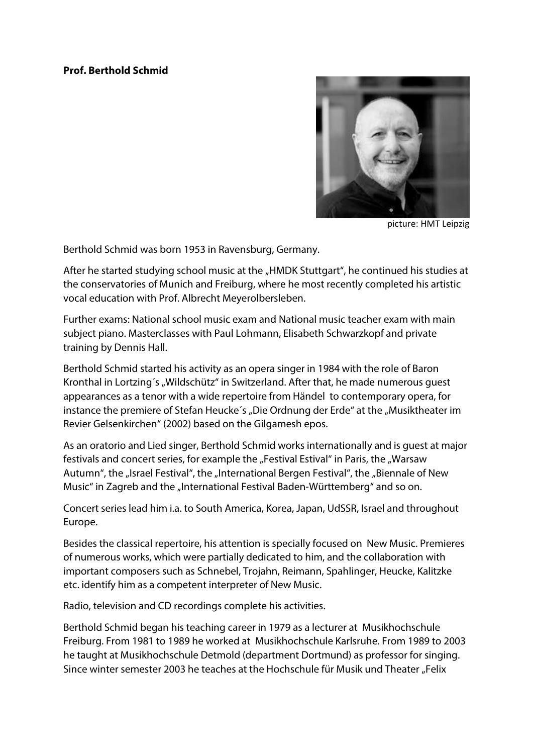**Prof. Berthold Schmid**

picture: HMT Leipzig

Berthold Schmid was born 1953 in Ravensburg, Germany.

After he started studying school music at the „HMDK Stuttgart", he continued his studies at the conservatories of Munich and Freiburg, where he most recently completed his artistic vocal education with Prof. Albrecht Meyerolbersleben.

Further exams: National school music exam and National music teacher exam with main subject piano. Masterclasses with Paul Lohmann, Elisabeth Schwarzkopf and private training by Dennis Hall.

Berthold Schmid started his activity as an opera singer in 1984 with the role of Baron Kronthal in Lortzing´s „Wildschütz" in Switzerland. After that, he made numerous guest appearances as a tenor with a wide repertoire from Händel to contemporary opera, for instance the premiere of Stefan Heucke´s „Die Ordnung der Erde" at the „Musiktheater im Revier Gelsenkirchen" (2002) based on the Gilgamesh epos.

As an oratorio and Lied singer, Berthold Schmid works internationally and is guest at major festivals and concert series, for example the „Festival Estival" in Paris, the „Warsaw Autumn", the „Israel Festival", the „International Bergen Festival", the „Biennale of New Music" in Zagreb and the „International Festival Baden-Württemberg" and so on.

Concert series lead him i.a. to South America, Korea, Japan, UdSSR, Israel and throughout Europe.

Besides the classical repertoire, his attention is specially focused on New Music. Premieres of numerous works, which were partially dedicated to him, and the collaboration with important composers such as Schnebel, Trojahn, Reimann, Spahlinger, Heucke, Kalitzke etc. identify him as a competent interpreter of New Music.

Radio, television and CD recordings complete his activities.

Berthold Schmid began his teaching career in 1979 as a lecturer at Musikhochschule Freiburg. From 1981 to 1989 he worked at Musikhochschule Karlsruhe. From 1989 to 2003 he taught at Musikhochschule Detmold (department Dortmund) as professor for singing. Since winter semester 2003 he teaches at the Hochschule für Musik und Theater „Felix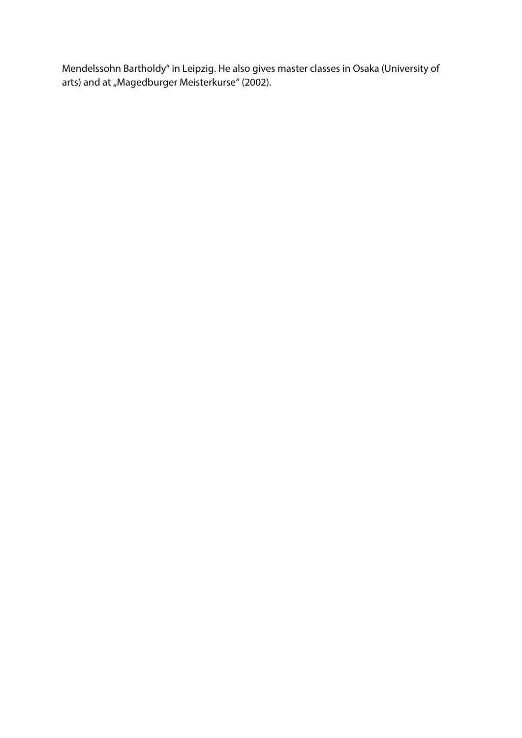Mendelssohn Bartholdy" in Leipzig. He also gives master classes in Osaka (University of arts) and at „Magedburger Meisterkurse" (2002).